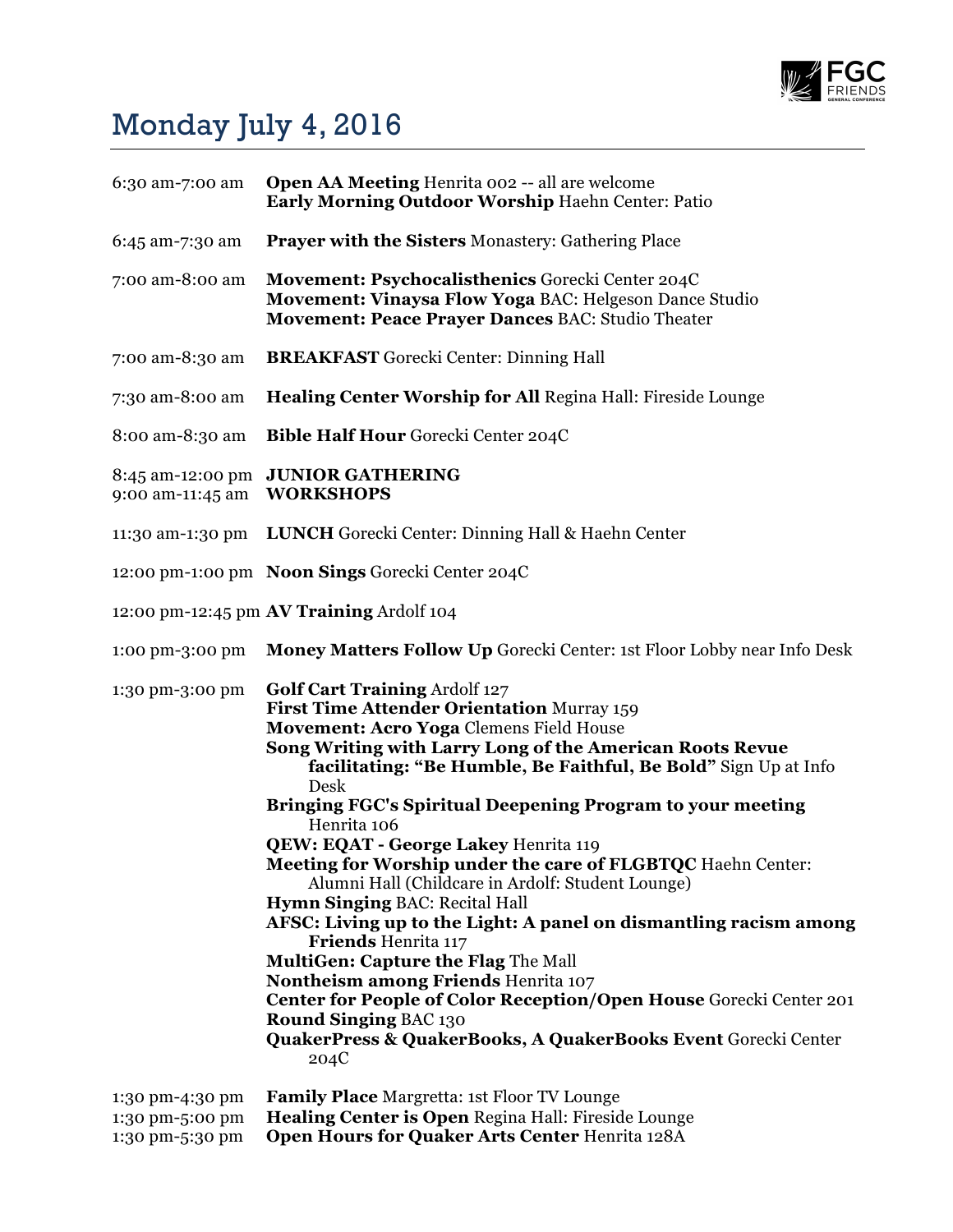# Monday July 4, 2016

| Time | Event |
| --- | --- |
| 6:30 am-7:00 am | **Open AA Meeting** Henrita 002 -- all are welcome<br>**Early Morning Outdoor Worship** Haehn Center: Patio |
| 6:45 am-7:30 am | **Prayer with the Sisters** Monastery: Gathering Place |
| 7:00 am-8:00 am | **Movement: Psychocalisthenics** Gorecki Center 204C<br>**Movement: Vinaysa Flow Yoga** BAC: Helgeson Dance Studio<br>**Movement: Peace Prayer Dances** BAC: Studio Theater |
| 7:00 am-8:30 am | **BREAKFAST** Gorecki Center: Dinning Hall |
| 7:30 am-8:00 am | **Healing Center Worship for All** Regina Hall: Fireside Lounge |
| 8:00 am-8:30 am | **Bible Half Hour** Gorecki Center 204C |
| 8:45 am-12:00 pm | **JUNIOR GATHERING** |
| 9:00 am-11:45 am | **WORKSHOPS** |
| 11:30 am-1:30 pm | **LUNCH** Gorecki Center: Dinning Hall & Haehn Center |
| 12:00 pm-1:00 pm | **Noon Sings** Gorecki Center 204C |
| 12:00 pm-12:45 pm | **AV Training** Ardolf 104 |
| 1:00 pm-3:00 pm | **Money Matters Follow Up** Gorecki Center: 1st Floor Lobby near Info Desk |
| 1:30 pm-3:00 pm | **Golf Cart Training** Ardolf 127<br>**First Time Attender Orientation** Murray 159<br>**Movement: Acro Yoga** Clemens Field House<br>**Song Writing with Larry Long of the American Roots Revue facilitating: "Be Humble, Be Faithful, Be Bold"** Sign Up at Info Desk<br>**Bringing FGC's Spiritual Deepening Program to your meeting** Henrita 106<br>**QEW: EQAT - George Lakey** Henrita 119<br>**Meeting for Worship under the care of FLGBTQC** Haehn Center: Alumni Hall (Childcare in Ardolf: Student Lounge)<br>**Hymn Singing** BAC: Recital Hall<br>**AFSC: Living up to the Light: A panel on dismantling racism among Friends** Henrita 117<br>**MultiGen: Capture the Flag** The Mall<br>**Nontheism among Friends** Henrita 107<br>**Center for People of Color Reception/Open House** Gorecki Center 201<br>**Round Singing** BAC 130<br>**QuakerPress & QuakerBooks, A QuakerBooks Event** Gorecki Center 204C |
| 1:30 pm-4:30 pm | **Family Place** Margretta: 1st Floor TV Lounge |
| 1:30 pm-5:00 pm | **Healing Center is Open** Regina Hall: Fireside Lounge |
| 1:30 pm-5:30 pm | **Open Hours for Quaker Arts Center** Henrita 128A |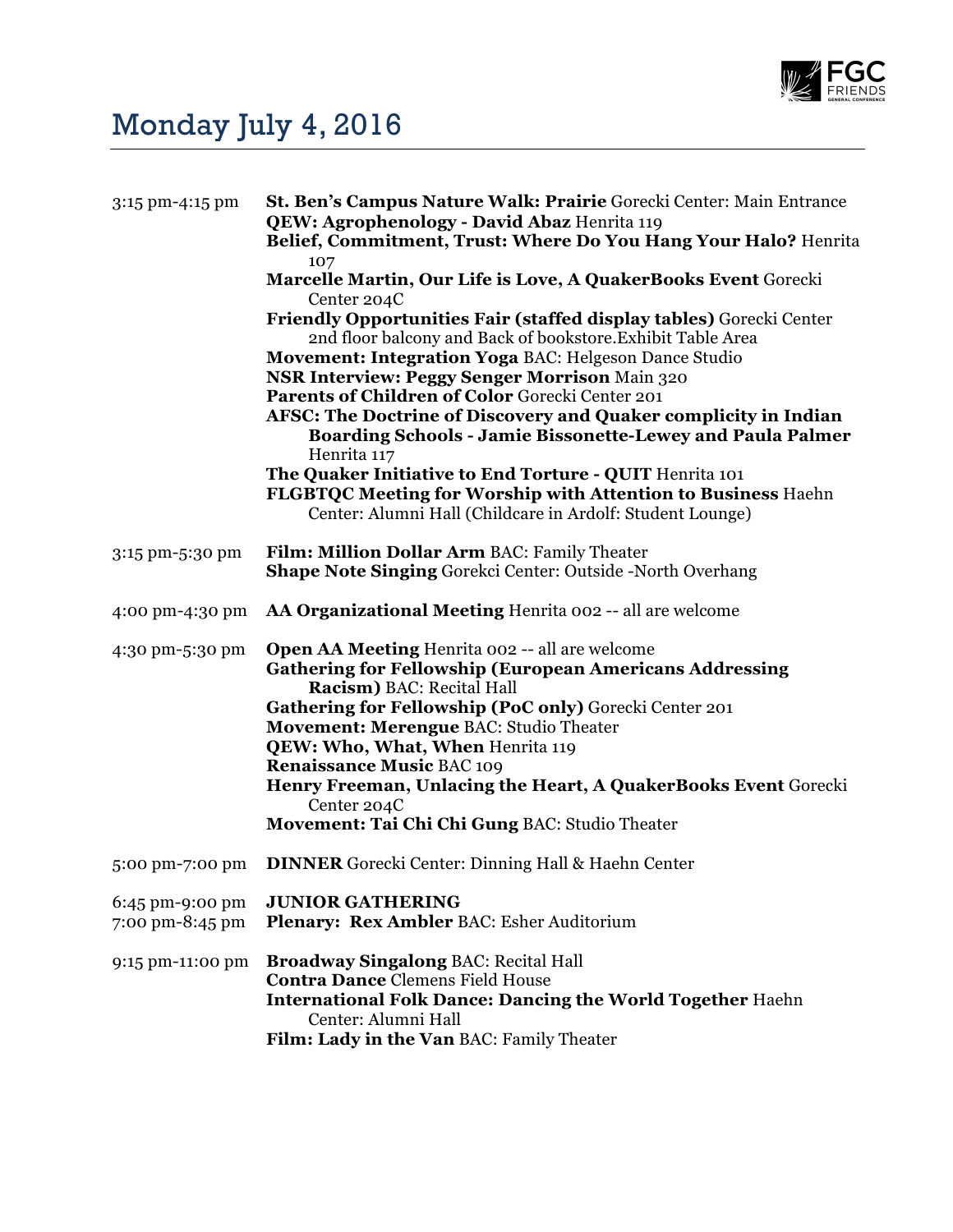# Monday July 4, 2016

| | |
|---|---|
| 3:15 pm-4:15 pm | **St. Ben's Campus Nature Walk: Prairie** Gorecki Center: Main Entrance<br>**QEW: Agrophenology - David Abaz** Henrita 119<br>**Belief, Commitment, Trust: Where Do You Hang Your Halo?** Henrita 107<br>**Marcelle Martin, Our Life is Love, A QuakerBooks Event** Gorecki Center 204C<br>**Friendly Opportunities Fair (staffed display tables)** Gorecki Center 2nd floor balcony and Back of bookstore.Exhibit Table Area<br>**Movement: Integration Yoga** BAC: Helgeson Dance Studio<br>**NSR Interview: Peggy Senger Morrison** Main 320<br>**Parents of Children of Color** Gorecki Center 201<br>**AFSC: The Doctrine of Discovery and Quaker complicity in Indian Boarding Schools - Jamie Bissonette-Lewey and Paula Palmer** Henrita 117<br>**The Quaker Initiative to End Torture - QUIT** Henrita 101<br>**FLGBTQC Meeting for Worship with Attention to Business** Haehn Center: Alumni Hall (Childcare in Ardolf: Student Lounge) |
| 3:15 pm-5:30 pm | **Film: Million Dollar Arm** BAC: Family Theater<br>**Shape Note Singing** Gorekci Center: Outside -North Overhang |
| 4:00 pm-4:30 pm | **AA Organizational Meeting** Henrita 002 -- all are welcome |
| 4:30 pm-5:30 pm | **Open AA Meeting** Henrita 002 -- all are welcome<br>**Gathering for Fellowship (European Americans Addressing Racism)** BAC: Recital Hall<br>**Gathering for Fellowship (PoC only)** Gorecki Center 201<br>**Movement: Merengue** BAC: Studio Theater<br>**QEW: Who, What, When** Henrita 119<br>**Renaissance Music** BAC 109<br>**Henry Freeman, Unlacing the Heart, A QuakerBooks Event** Gorecki Center 204C<br>**Movement: Tai Chi Chi Gung** BAC: Studio Theater |
| 5:00 pm-7:00 pm | **DINNER** Gorecki Center: Dinning Hall & Haehn Center |
| 6:45 pm-9:00 pm | **JUNIOR GATHERING** |
| 7:00 pm-8:45 pm | **Plenary: Rex Ambler** BAC: Esher Auditorium |
| 9:15 pm-11:00 pm | **Broadway Singalong** BAC: Recital Hall<br>**Contra Dance** Clemens Field House<br>**International Folk Dance: Dancing the World Together** Haehn Center: Alumni Hall<br>**Film: Lady in the Van** BAC: Family Theater |